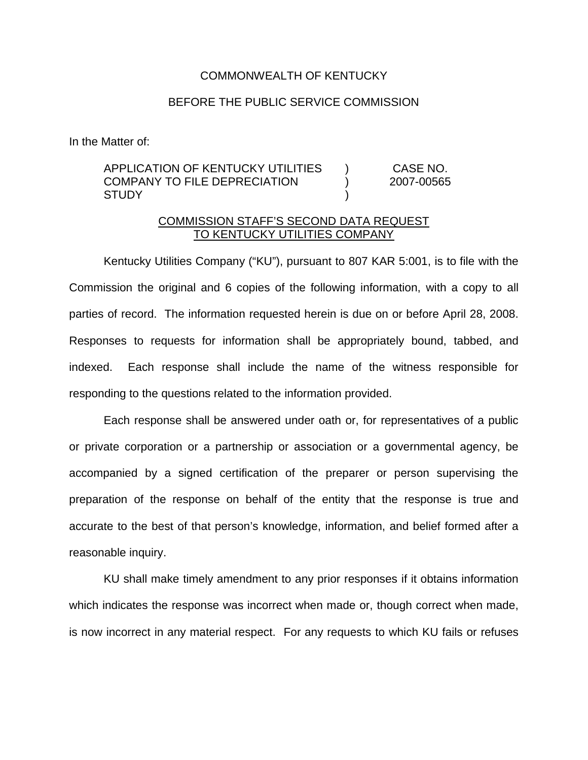COMMONWEALTH OF KENTUCKY

BEFORE THE PUBLIC SERVICE COMMISSION

In the Matter of:

| | | |
|---|---|---|
| APPLICATION OF KENTUCKY UTILITIES COMPANY TO FILE DEPRECIATION STUDY | ) ) ) | CASE NO. 2007-00565 |

COMMISSION STAFF'S SECOND DATA REQUEST TO KENTUCKY UTILITIES COMPANY

Kentucky Utilities Company ("KU"), pursuant to 807 KAR 5:001, is to file with the Commission the original and 6 copies of the following information, with a copy to all parties of record. The information requested herein is due on or before April 28, 2008. Responses to requests for information shall be appropriately bound, tabbed, and indexed. Each response shall include the name of the witness responsible for responding to the questions related to the information provided.

Each response shall be answered under oath or, for representatives of a public or private corporation or a partnership or association or a governmental agency, be accompanied by a signed certification of the preparer or person supervising the preparation of the response on behalf of the entity that the response is true and accurate to the best of that person's knowledge, information, and belief formed after a reasonable inquiry.

KU shall make timely amendment to any prior responses if it obtains information which indicates the response was incorrect when made or, though correct when made, is now incorrect in any material respect. For any requests to which KU fails or refuses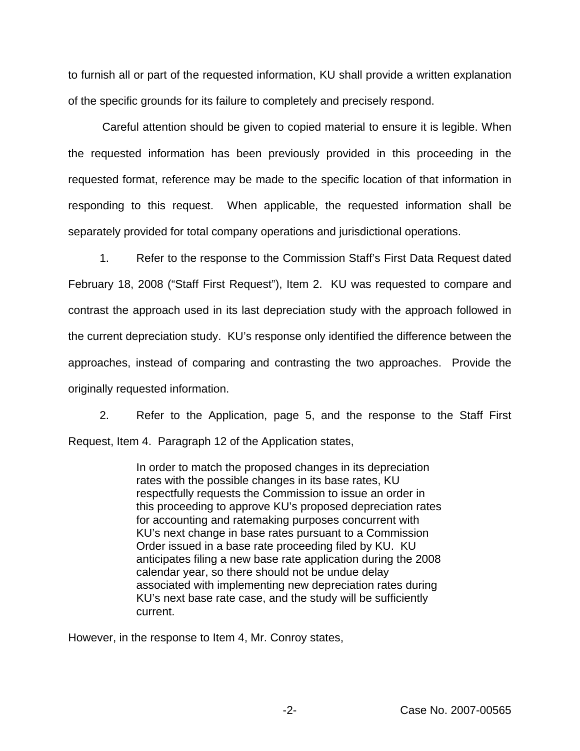to furnish all or part of the requested information, KU shall provide a written explanation of the specific grounds for its failure to completely and precisely respond.

Careful attention should be given to copied material to ensure it is legible. When the requested information has been previously provided in this proceeding in the requested format, reference may be made to the specific location of that information in responding to this request. When applicable, the requested information shall be separately provided for total company operations and jurisdictional operations.

1. Refer to the response to the Commission Staff's First Data Request dated February 18, 2008 ("Staff First Request"), Item 2. KU was requested to compare and contrast the approach used in its last depreciation study with the approach followed in the current depreciation study. KU's response only identified the difference between the approaches, instead of comparing and contrasting the two approaches. Provide the originally requested information.

2. Refer to the Application, page 5, and the response to the Staff First Request, Item 4. Paragraph 12 of the Application states,

> In order to match the proposed changes in its depreciation rates with the possible changes in its base rates, KU respectfully requests the Commission to issue an order in this proceeding to approve KU's proposed depreciation rates for accounting and ratemaking purposes concurrent with KU's next change in base rates pursuant to a Commission Order issued in a base rate proceeding filed by KU. KU anticipates filing a new base rate application during the 2008 calendar year, so there should not be undue delay associated with implementing new depreciation rates during KU's next base rate case, and the study will be sufficiently current.

However, in the response to Item 4, Mr. Conroy states,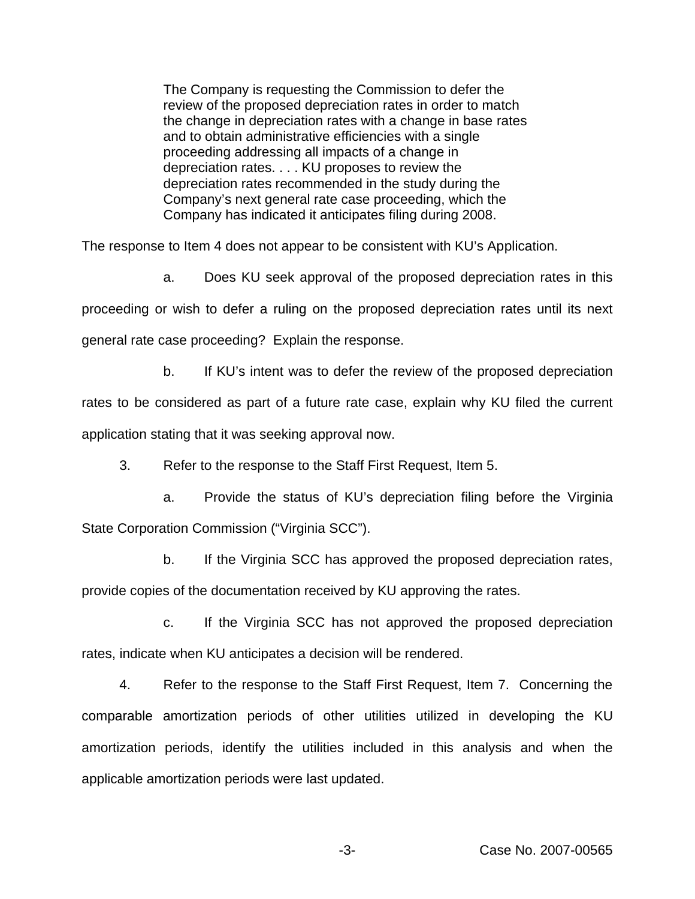> The Company is requesting the Commission to defer the review of the proposed depreciation rates in order to match the change in depreciation rates with a change in base rates and to obtain administrative efficiencies with a single proceeding addressing all impacts of a change in depreciation rates. . . . KU proposes to review the depreciation rates recommended in the study during the Company's next general rate case proceeding, which the Company has indicated it anticipates filing during 2008.

The response to Item 4 does not appear to be consistent with KU's Application.

a. Does KU seek approval of the proposed depreciation rates in this proceeding or wish to defer a ruling on the proposed depreciation rates until its next general rate case proceeding? Explain the response.

b. If KU's intent was to defer the review of the proposed depreciation rates to be considered as part of a future rate case, explain why KU filed the current application stating that it was seeking approval now.

3. Refer to the response to the Staff First Request, Item 5.

a. Provide the status of KU's depreciation filing before the Virginia State Corporation Commission ("Virginia SCC").

b. If the Virginia SCC has approved the proposed depreciation rates, provide copies of the documentation received by KU approving the rates.

c. If the Virginia SCC has not approved the proposed depreciation rates, indicate when KU anticipates a decision will be rendered.

4. Refer to the response to the Staff First Request, Item 7. Concerning the comparable amortization periods of other utilities utilized in developing the KU amortization periods, identify the utilities included in this analysis and when the applicable amortization periods were last updated.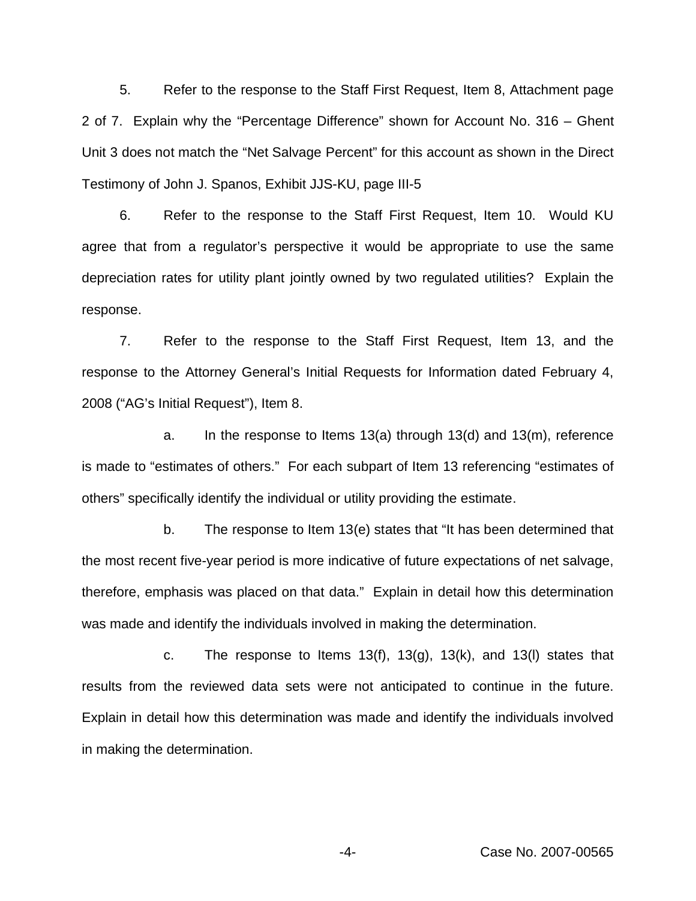5. Refer to the response to the Staff First Request, Item 8, Attachment page 2 of 7. Explain why the "Percentage Difference" shown for Account No. 316 – Ghent Unit 3 does not match the "Net Salvage Percent" for this account as shown in the Direct Testimony of John J. Spanos, Exhibit JJS-KU, page III-5

6. Refer to the response to the Staff First Request, Item 10. Would KU agree that from a regulator's perspective it would be appropriate to use the same depreciation rates for utility plant jointly owned by two regulated utilities? Explain the response.

7. Refer to the response to the Staff First Request, Item 13, and the response to the Attorney General's Initial Requests for Information dated February 4, 2008 ("AG's Initial Request"), Item 8.

a. In the response to Items 13(a) through 13(d) and 13(m), reference is made to "estimates of others." For each subpart of Item 13 referencing "estimates of others" specifically identify the individual or utility providing the estimate.

b. The response to Item 13(e) states that "It has been determined that the most recent five-year period is more indicative of future expectations of net salvage, therefore, emphasis was placed on that data." Explain in detail how this determination was made and identify the individuals involved in making the determination.

c. The response to Items 13(f), 13(g), 13(k), and 13(l) states that results from the reviewed data sets were not anticipated to continue in the future. Explain in detail how this determination was made and identify the individuals involved in making the determination.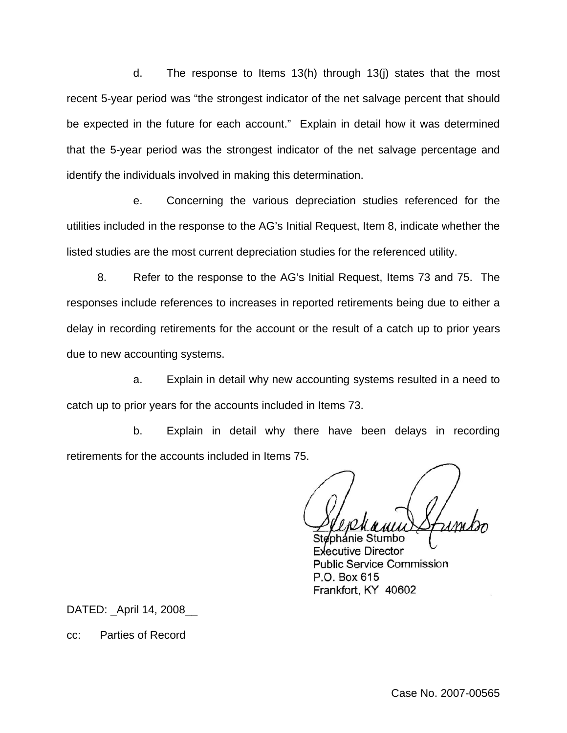d. The response to Items 13(h) through 13(j) states that the most recent 5-year period was "the strongest indicator of the net salvage percent that should be expected in the future for each account." Explain in detail how it was determined that the 5-year period was the strongest indicator of the net salvage percentage and identify the individuals involved in making this determination.

e. Concerning the various depreciation studies referenced for the utilities included in the response to the AG's Initial Request, Item 8, indicate whether the listed studies are the most current depreciation studies for the referenced utility.

8. Refer to the response to the AG's Initial Request, Items 73 and 75. The responses include references to increases in reported retirements being due to either a delay in recording retirements for the account or the result of a catch up to prior years due to new accounting systems.

a. Explain in detail why new accounting systems resulted in a need to catch up to prior years for the accounts included in Items 73.

b. Explain in detail why there have been delays in recording retirements for the accounts included in Items 75.

Stephanie Stumbo
Executive Director
Public Service Commission
P.O. Box 615
Frankfort, KY 40602

DATED: April 14, 2008

cc: Parties of Record

Case No. 2007-00565